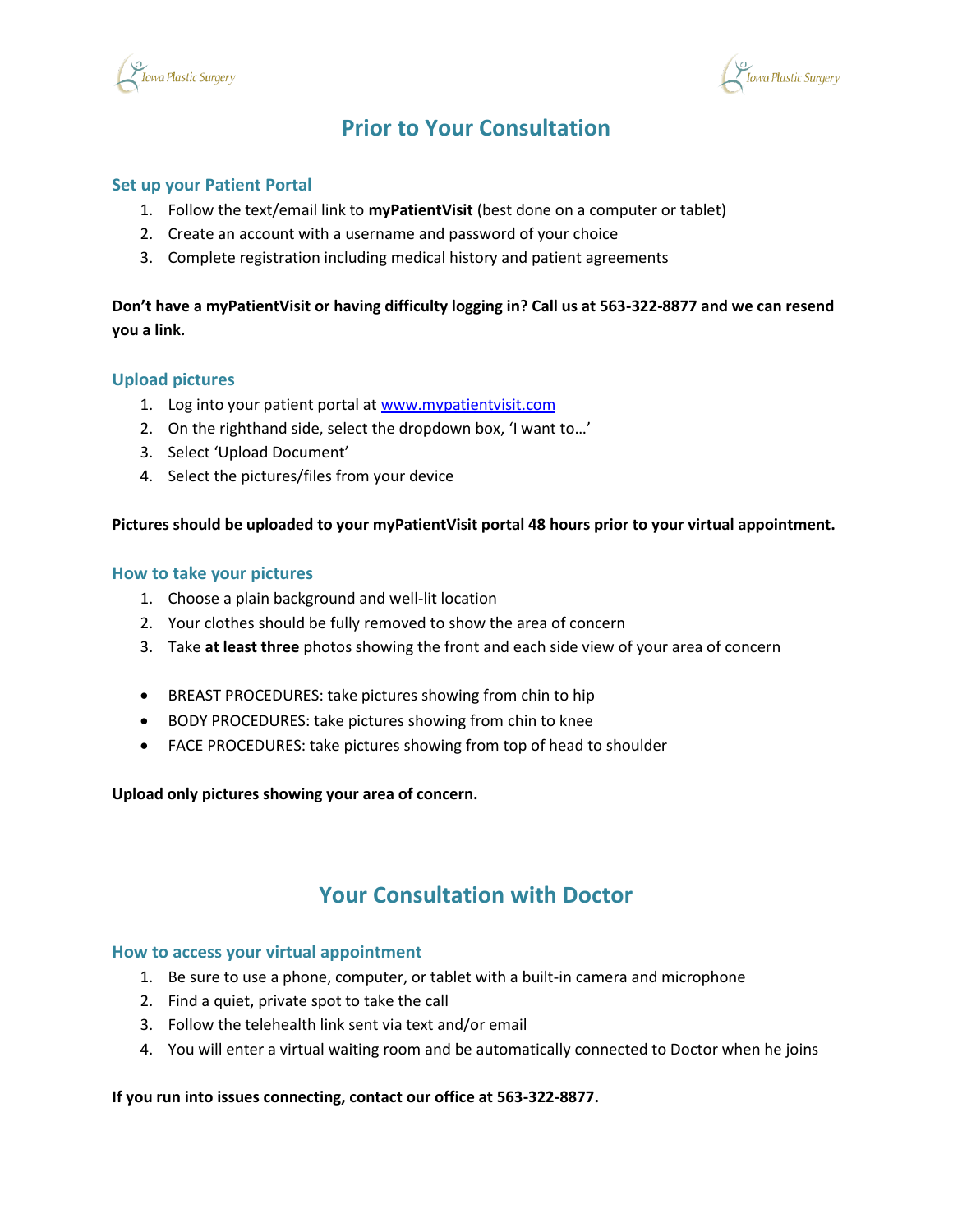# Prior to Your Consultation

## Set up your Patient Portal

1. Follow the text/email link to **myPatientVisit** (best done on a computer or tablet)
2. Create an account with a username and password of your choice
3. Complete registration including medical history and patient agreements

**Don't have a myPatientVisit or having difficulty logging in? Call us at 563-322-8877 and we can resend you a link.**

## Upload pictures

1. Log into your patient portal at www.mypatientvisit.com
2. On the righthand side, select the dropdown box, 'I want to…'
3. Select 'Upload Document'
4. Select the pictures/files from your device

**Pictures should be uploaded to your myPatientVisit portal 48 hours prior to your virtual appointment.**

## How to take your pictures

1. Choose a plain background and well-lit location
2. Your clothes should be fully removed to show the area of concern
3. Take **at least three** photos showing the front and each side view of your area of concern

- BREAST PROCEDURES: take pictures showing from chin to hip
- BODY PROCEDURES: take pictures showing from chin to knee
- FACE PROCEDURES: take pictures showing from top of head to shoulder

**Upload only pictures showing your area of concern.**

# Your Consultation with Doctor

## How to access your virtual appointment

1. Be sure to use a phone, computer, or tablet with a built-in camera and microphone
2. Find a quiet, private spot to take the call
3. Follow the telehealth link sent via text and/or email
4. You will enter a virtual waiting room and be automatically connected to Doctor when he joins

**If you run into issues connecting, contact our office at 563-322-8877.**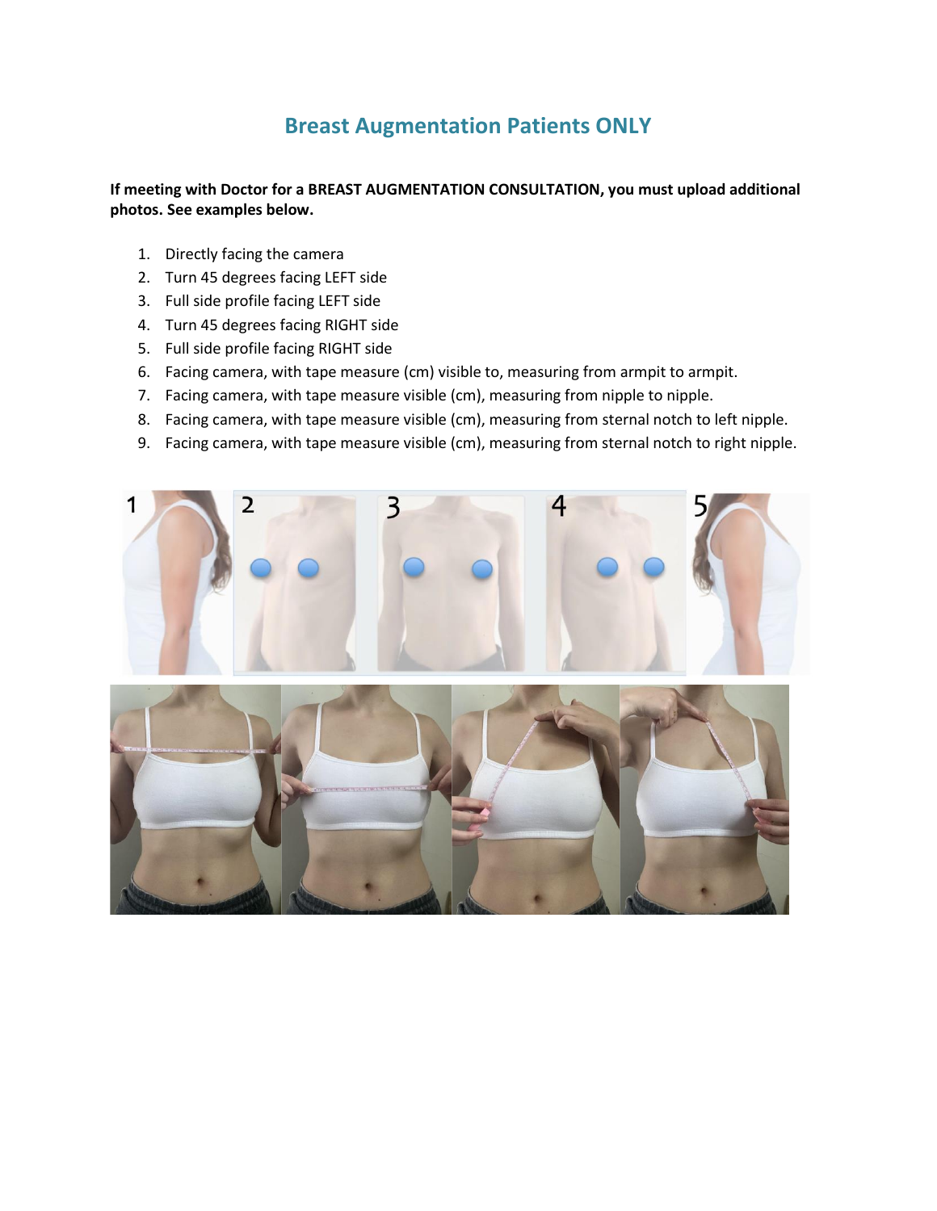## Breast Augmentation Patients ONLY

**If meeting with Doctor for a BREAST AUGMENTATION CONSULTATION, you must upload additional photos. See examples below.**

1. Directly facing the camera
2. Turn 45 degrees facing LEFT side
3. Full side profile facing LEFT side
4. Turn 45 degrees facing RIGHT side
5. Full side profile facing RIGHT side
6. Facing camera, with tape measure (cm) visible to, measuring from armpit to armpit.
7. Facing camera, with tape measure visible (cm), measuring from nipple to nipple.
8. Facing camera, with tape measure visible (cm), measuring from sternal notch to left nipple.
9. Facing camera, with tape measure visible (cm), measuring from sternal notch to right nipple.